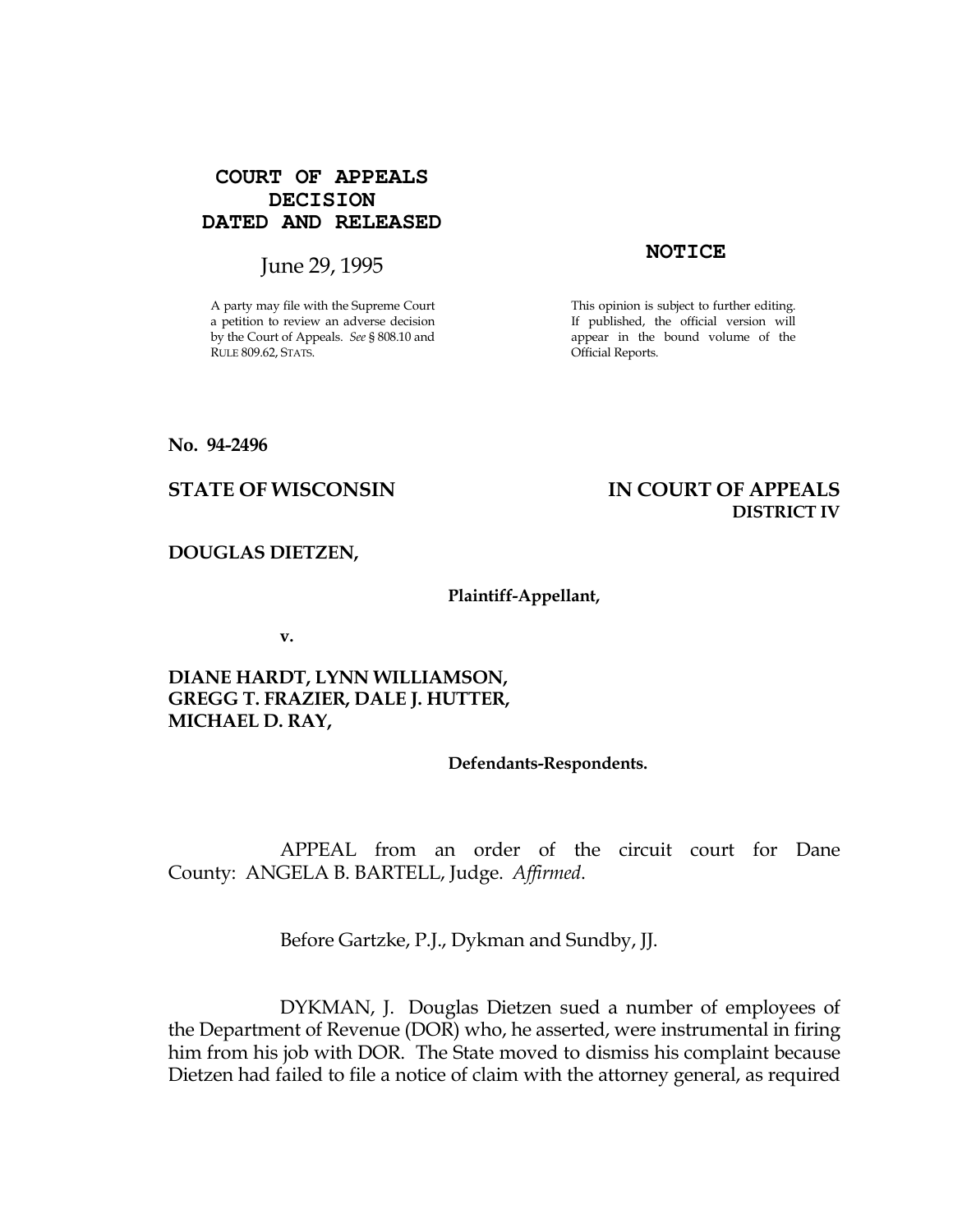**COURT OF APPEALS DECISION DATED AND RELEASED**

June 29, 1995

A party may file with the Supreme Court a petition to review an adverse decision by the Court of Appeals. *See* § 808.10 and RULE 809.62, STATS.

**NOTICE**

This opinion is subject to further editing. If published, the official version will appear in the bound volume of the Official Reports.

**No. 94-2496**

**STATE OF WISCONSIN** **IN COURT OF APPEALS**
**DISTRICT IV**

**DOUGLAS DIETZEN,**

**Plaintiff-Appellant,**

**v.**

**DIANE HARDT, LYNN WILLIAMSON, GREGG T. FRAZIER, DALE J. HUTTER, MICHAEL D. RAY,**

**Defendants-Respondents.**

APPEAL from an order of the circuit court for Dane County: ANGELA B. BARTELL, Judge. *Affirmed*.

Before Gartzke, P.J., Dykman and Sundby, JJ.

DYKMAN, J. Douglas Dietzen sued a number of employees of the Department of Revenue (DOR) who, he asserted, were instrumental in firing him from his job with DOR. The State moved to dismiss his complaint because Dietzen had failed to file a notice of claim with the attorney general, as required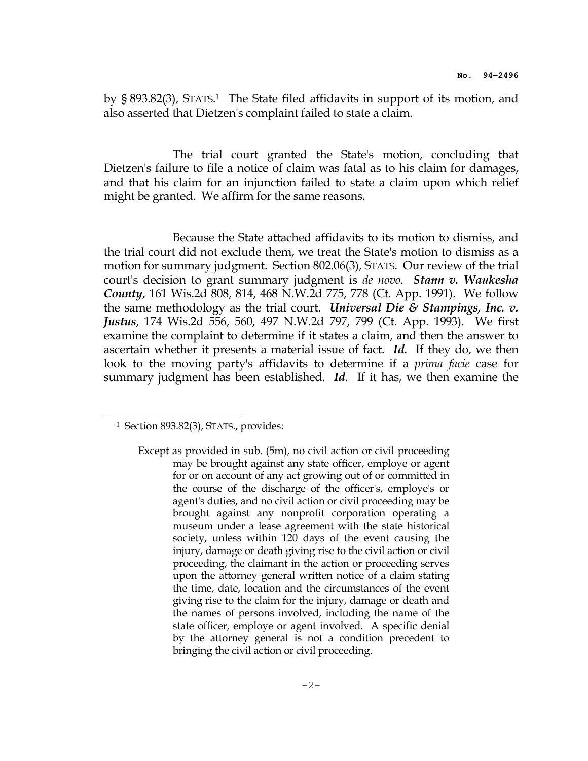by § 893.82(3), STATS.[1] The State filed affidavits in support of its motion, and also asserted that Dietzen's complaint failed to state a claim.

The trial court granted the State's motion, concluding that Dietzen's failure to file a notice of claim was fatal as to his claim for damages, and that his claim for an injunction failed to state a claim upon which relief might be granted. We affirm for the same reasons.

Because the State attached affidavits to its motion to dismiss, and the trial court did not exclude them, we treat the State's motion to dismiss as a motion for summary judgment. Section 802.06(3), STATS. Our review of the trial court's decision to grant summary judgment is *de novo*. ***Stann v. Waukesha County***, 161 Wis.2d 808, 814, 468 N.W.2d 775, 778 (Ct. App. 1991). We follow the same methodology as the trial court. ***Universal Die & Stampings, Inc. v. Justus***, 174 Wis.2d 556, 560, 497 N.W.2d 797, 799 (Ct. App. 1993). We first examine the complaint to determine if it states a claim, and then the answer to ascertain whether it presents a material issue of fact. ***Id***. If they do, we then look to the moving party's affidavits to determine if a *prima facie* case for summary judgment has been established. ***Id***. If it has, we then examine the

---

[1] Section 893.82(3), STATS., provides:

> Except as provided in sub. (5m), no civil action or civil proceeding may be brought against any state officer, employe or agent for or on account of any act growing out of or committed in the course of the discharge of the officer's, employe's or agent's duties, and no civil action or civil proceeding may be brought against any nonprofit corporation operating a museum under a lease agreement with the state historical society, unless within 120 days of the event causing the injury, damage or death giving rise to the civil action or civil proceeding, the claimant in the action or proceeding serves upon the attorney general written notice of a claim stating the time, date, location and the circumstances of the event giving rise to the claim for the injury, damage or death and the names of persons involved, including the name of the state officer, employe or agent involved. A specific denial by the attorney general is not a condition precedent to bringing the civil action or civil proceeding.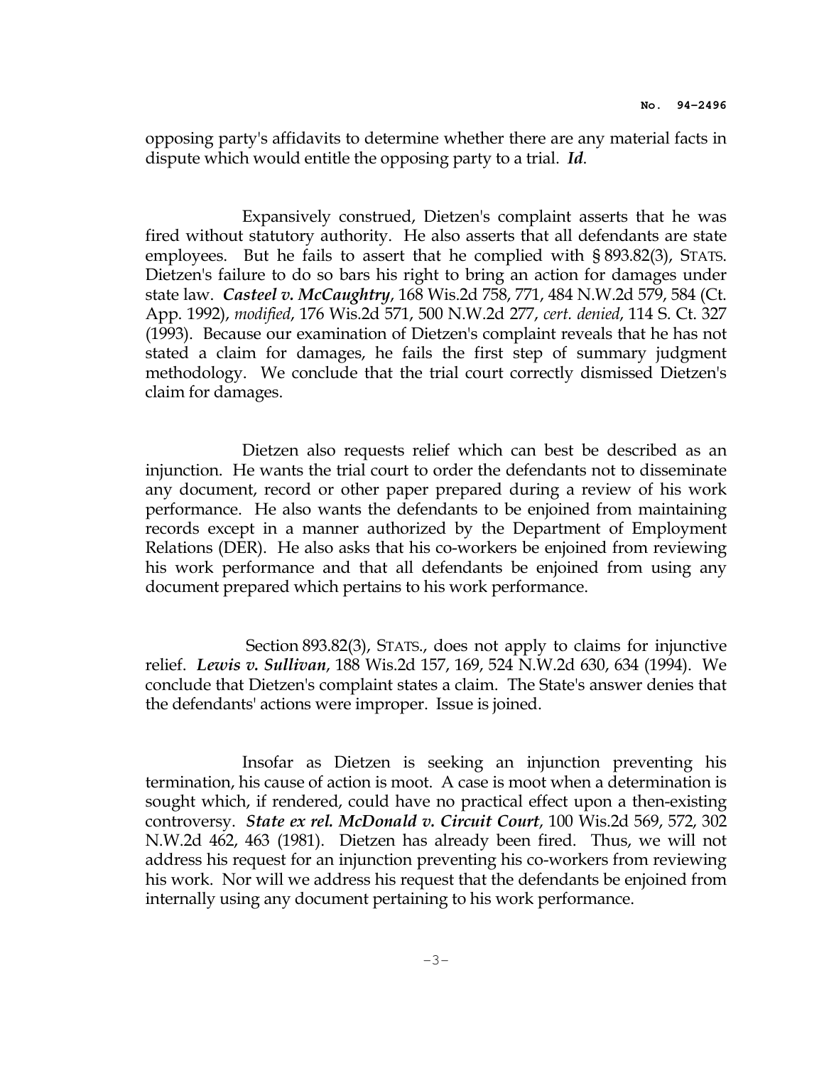opposing party's affidavits to determine whether there are any material facts in dispute which would entitle the opposing party to a trial. ***Id***.

Expansively construed, Dietzen's complaint asserts that he was fired without statutory authority. He also asserts that all defendants are state employees. But he fails to assert that he complied with § 893.82(3), STATS. Dietzen's failure to do so bars his right to bring an action for damages under state law. ***Casteel v. McCaughtry***, 168 Wis.2d 758, 771, 484 N.W.2d 579, 584 (Ct. App. 1992), *modified*, 176 Wis.2d 571, 500 N.W.2d 277, *cert. denied*, 114 S. Ct. 327 (1993). Because our examination of Dietzen's complaint reveals that he has not stated a claim for damages, he fails the first step of summary judgment methodology. We conclude that the trial court correctly dismissed Dietzen's claim for damages.

Dietzen also requests relief which can best be described as an injunction. He wants the trial court to order the defendants not to disseminate any document, record or other paper prepared during a review of his work performance. He also wants the defendants to be enjoined from maintaining records except in a manner authorized by the Department of Employment Relations (DER). He also asks that his co-workers be enjoined from reviewing his work performance and that all defendants be enjoined from using any document prepared which pertains to his work performance.

Section 893.82(3), STATS., does not apply to claims for injunctive relief. ***Lewis v. Sullivan***, 188 Wis.2d 157, 169, 524 N.W.2d 630, 634 (1994). We conclude that Dietzen's complaint states a claim. The State's answer denies that the defendants' actions were improper. Issue is joined.

Insofar as Dietzen is seeking an injunction preventing his termination, his cause of action is moot. A case is moot when a determination is sought which, if rendered, could have no practical effect upon a then-existing controversy. ***State ex rel. McDonald v. Circuit Court***, 100 Wis.2d 569, 572, 302 N.W.2d 462, 463 (1981). Dietzen has already been fired. Thus, we will not address his request for an injunction preventing his co-workers from reviewing his work. Nor will we address his request that the defendants be enjoined from internally using any document pertaining to his work performance.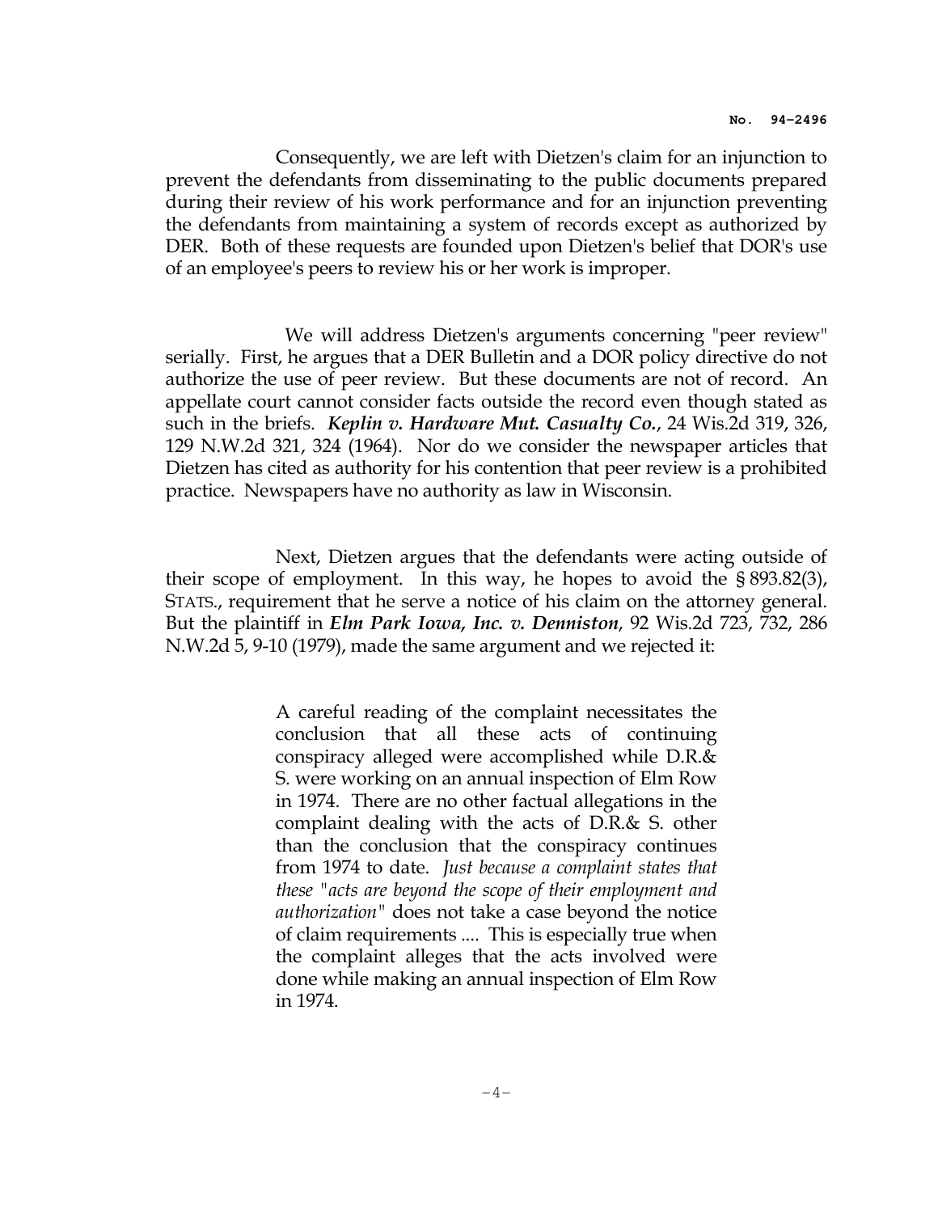Consequently, we are left with Dietzen's claim for an injunction to prevent the defendants from disseminating to the public documents prepared during their review of his work performance and for an injunction preventing the defendants from maintaining a system of records except as authorized by DER. Both of these requests are founded upon Dietzen's belief that DOR's use of an employee's peers to review his or her work is improper.

We will address Dietzen's arguments concerning "peer review" serially. First, he argues that a DER Bulletin and a DOR policy directive do not authorize the use of peer review. But these documents are not of record. An appellate court cannot consider facts outside the record even though stated as such in the briefs. ***Keplin v. Hardware Mut. Casualty Co.***, 24 Wis.2d 319, 326, 129 N.W.2d 321, 324 (1964). Nor do we consider the newspaper articles that Dietzen has cited as authority for his contention that peer review is a prohibited practice. Newspapers have no authority as law in Wisconsin.

Next, Dietzen argues that the defendants were acting outside of their scope of employment. In this way, he hopes to avoid the § 893.82(3), STATS., requirement that he serve a notice of his claim on the attorney general. But the plaintiff in ***Elm Park Iowa, Inc. v. Denniston***, 92 Wis.2d 723, 732, 286 N.W.2d 5, 9-10 (1979), made the same argument and we rejected it:

> A careful reading of the complaint necessitates the conclusion that all these acts of continuing conspiracy alleged were accomplished while D.R.& S. were working on an annual inspection of Elm Row in 1974. There are no other factual allegations in the complaint dealing with the acts of D.R.& S. other than the conclusion that the conspiracy continues from 1974 to date. *Just because a complaint states that these "acts are beyond the scope of their employment and authorization"* does not take a case beyond the notice of claim requirements .... This is especially true when the complaint alleges that the acts involved were done while making an annual inspection of Elm Row in 1974.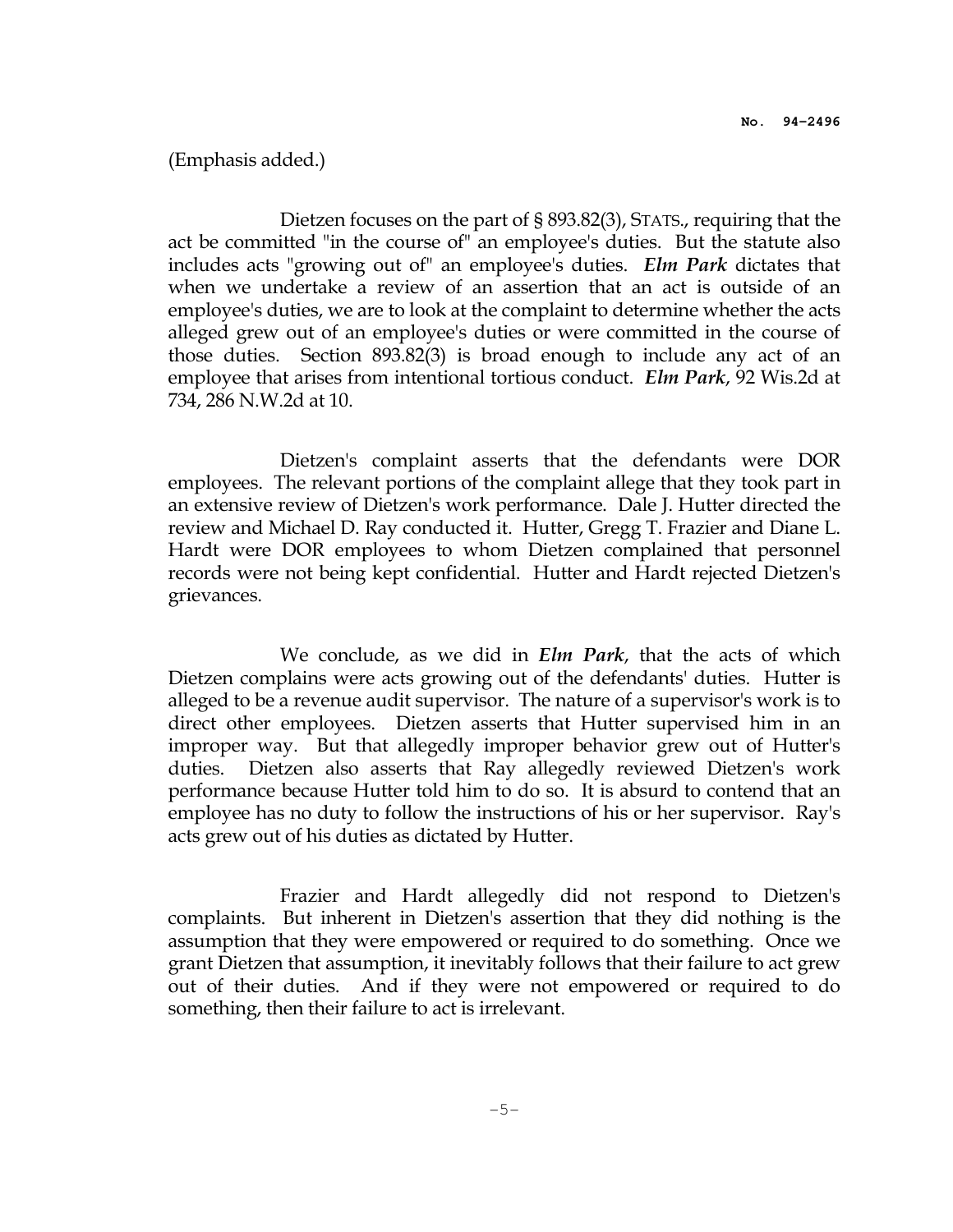(Emphasis added.)

Dietzen focuses on the part of § 893.82(3), STATS., requiring that the act be committed "in the course of" an employee's duties. But the statute also includes acts "growing out of" an employee's duties. ***Elm Park*** dictates that when we undertake a review of an assertion that an act is outside of an employee's duties, we are to look at the complaint to determine whether the acts alleged grew out of an employee's duties or were committed in the course of those duties. Section 893.82(3) is broad enough to include any act of an employee that arises from intentional tortious conduct. ***Elm Park***, 92 Wis.2d at 734, 286 N.W.2d at 10.

Dietzen's complaint asserts that the defendants were DOR employees. The relevant portions of the complaint allege that they took part in an extensive review of Dietzen's work performance. Dale J. Hutter directed the review and Michael D. Ray conducted it. Hutter, Gregg T. Frazier and Diane L. Hardt were DOR employees to whom Dietzen complained that personnel records were not being kept confidential. Hutter and Hardt rejected Dietzen's grievances.

We conclude, as we did in ***Elm Park***, that the acts of which Dietzen complains were acts growing out of the defendants' duties. Hutter is alleged to be a revenue audit supervisor. The nature of a supervisor's work is to direct other employees. Dietzen asserts that Hutter supervised him in an improper way. But that allegedly improper behavior grew out of Hutter's duties. Dietzen also asserts that Ray allegedly reviewed Dietzen's work performance because Hutter told him to do so. It is absurd to contend that an employee has no duty to follow the instructions of his or her supervisor. Ray's acts grew out of his duties as dictated by Hutter.

Frazier and Hardt allegedly did not respond to Dietzen's complaints. But inherent in Dietzen's assertion that they did nothing is the assumption that they were empowered or required to do something. Once we grant Dietzen that assumption, it inevitably follows that their failure to act grew out of their duties. And if they were not empowered or required to do something, then their failure to act is irrelevant.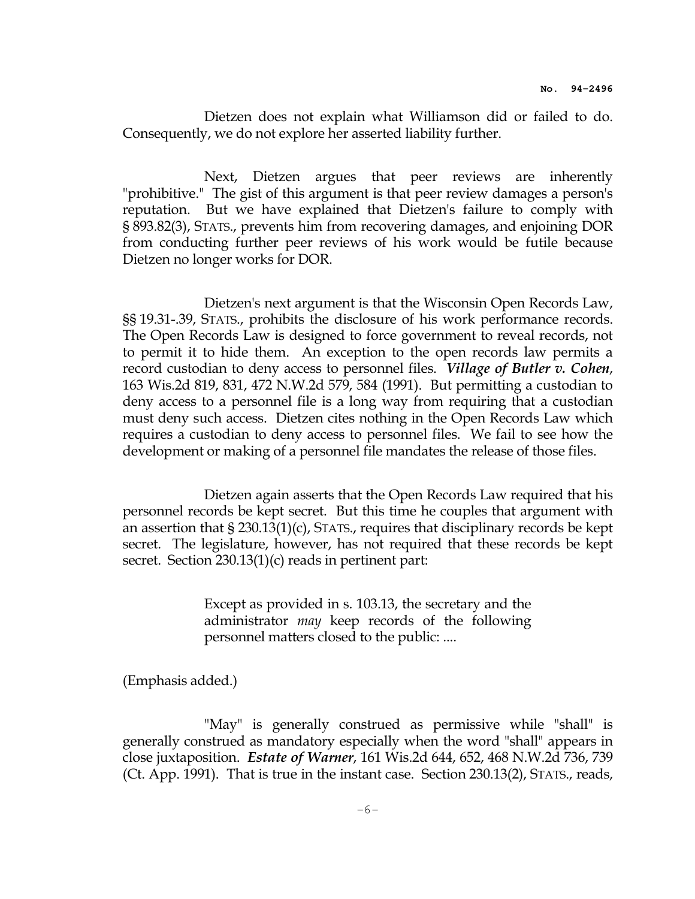Dietzen does not explain what Williamson did or failed to do. Consequently, we do not explore her asserted liability further.

Next, Dietzen argues that peer reviews are inherently "prohibitive." The gist of this argument is that peer review damages a person's reputation. But we have explained that Dietzen's failure to comply with § 893.82(3), STATS., prevents him from recovering damages, and enjoining DOR from conducting further peer reviews of his work would be futile because Dietzen no longer works for DOR.

Dietzen's next argument is that the Wisconsin Open Records Law, §§ 19.31-.39, STATS., prohibits the disclosure of his work performance records. The Open Records Law is designed to force government to reveal records, not to permit it to hide them. An exception to the open records law permits a record custodian to deny access to personnel files. ***Village of Butler v. Cohen***, 163 Wis.2d 819, 831, 472 N.W.2d 579, 584 (1991). But permitting a custodian to deny access to a personnel file is a long way from requiring that a custodian must deny such access. Dietzen cites nothing in the Open Records Law which requires a custodian to deny access to personnel files. We fail to see how the development or making of a personnel file mandates the release of those files.

Dietzen again asserts that the Open Records Law required that his personnel records be kept secret. But this time he couples that argument with an assertion that § 230.13(1)(c), STATS., requires that disciplinary records be kept secret. The legislature, however, has not required that these records be kept secret. Section 230.13(1)(c) reads in pertinent part:

> Except as provided in s. 103.13, the secretary and the administrator *may* keep records of the following personnel matters closed to the public: ....

(Emphasis added.)

"May" is generally construed as permissive while "shall" is generally construed as mandatory especially when the word "shall" appears in close juxtaposition. ***Estate of Warner***, 161 Wis.2d 644, 652, 468 N.W.2d 736, 739 (Ct. App. 1991). That is true in the instant case. Section 230.13(2), STATS., reads,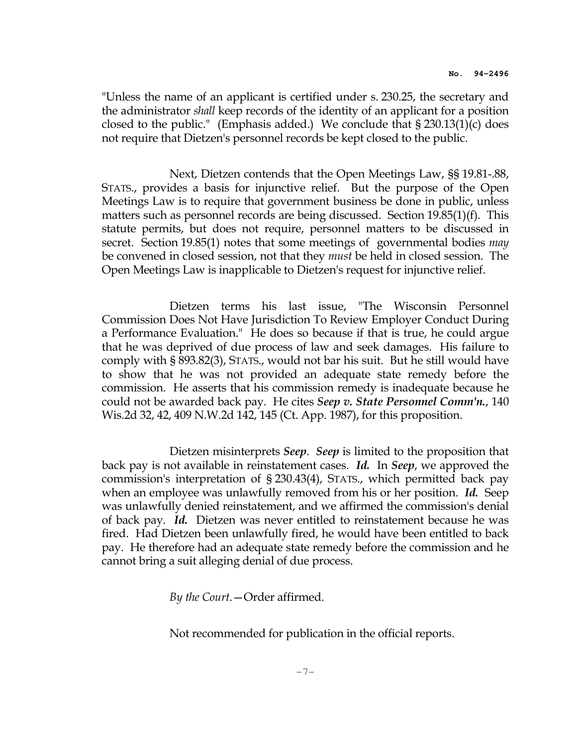"Unless the name of an applicant is certified under s. 230.25, the secretary and the administrator *shall* keep records of the identity of an applicant for a position closed to the public." (Emphasis added.) We conclude that § 230.13(1)(c) does not require that Dietzen's personnel records be kept closed to the public.

Next, Dietzen contends that the Open Meetings Law, §§ 19.81-.88, STATS., provides a basis for injunctive relief. But the purpose of the Open Meetings Law is to require that government business be done in public, unless matters such as personnel records are being discussed. Section 19.85(1)(f). This statute permits, but does not require, personnel matters to be discussed in secret. Section 19.85(1) notes that some meetings of governmental bodies *may* be convened in closed session, not that they *must* be held in closed session. The Open Meetings Law is inapplicable to Dietzen's request for injunctive relief.

Dietzen terms his last issue, "The Wisconsin Personnel Commission Does Not Have Jurisdiction To Review Employer Conduct During a Performance Evaluation." He does so because if that is true, he could argue that he was deprived of due process of law and seek damages. His failure to comply with § 893.82(3), STATS., would not bar his suit. But he still would have to show that he was not provided an adequate state remedy before the commission. He asserts that his commission remedy is inadequate because he could not be awarded back pay. He cites ***Seep v. State Personnel Comm'n.***, 140 Wis.2d 32, 42, 409 N.W.2d 142, 145 (Ct. App. 1987), for this proposition.

Dietzen misinterprets ***Seep***. ***Seep*** is limited to the proposition that back pay is not available in reinstatement cases. ***Id.*** In ***Seep***, we approved the commission's interpretation of § 230.43(4), STATS., which permitted back pay when an employee was unlawfully removed from his or her position. ***Id.*** Seep was unlawfully denied reinstatement, and we affirmed the commission's denial of back pay. ***Id.*** Dietzen was never entitled to reinstatement because he was fired. Had Dietzen been unlawfully fired, he would have been entitled to back pay. He therefore had an adequate state remedy before the commission and he cannot bring a suit alleging denial of due process.

*By the Court.*—Order affirmed.

Not recommended for publication in the official reports.